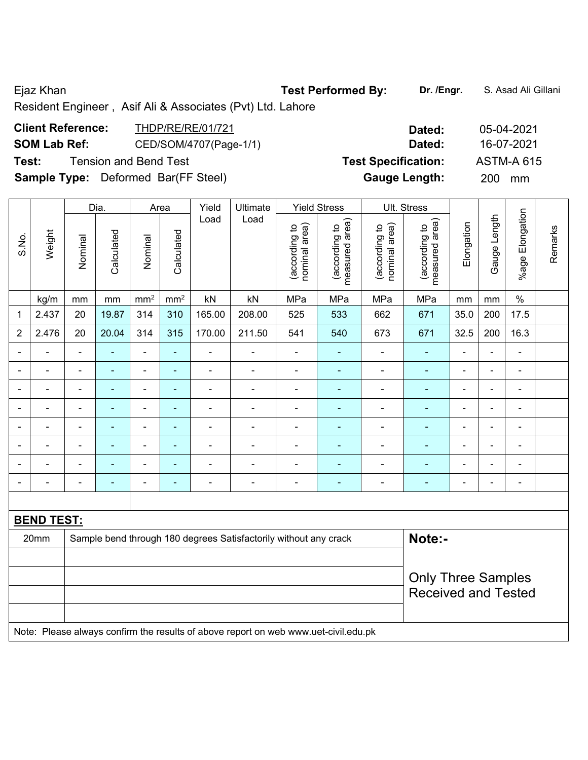Ejaz Khan **Test Performed By:** **Dr. /Engr.** S. Asad Ali Gillani

Resident Engineer , Asif Ali & Associates (Pvt) Ltd. Lahore

**Client Reference:** THDP/RE/RE/01/721 **Dated:** 05-04-2021

**SOM Lab Ref:** CED/SOM/4707(Page-1/1) **Dated:** 16-07-2021

**Test:** Tension and Bend Test **Test Specification:** ASTM-A 615

**Sample Type:** Deformed Bar(FF Steel) **Gauge Length:** 200 mm

| S.No. | Weight | Dia. | | Area | | Yield Load | Ultimate Load | Yield Stress | | Ult. Stress | | Elongation | Gauge Length | %age Elongation | Remarks |
|---|---|---|---|---|---|---|---|---|---|---|---|---|---|---|---|
| | | Nominal | Calculated | Nominal | Calculated | | | (according to nominal area) | (according to measured area) | (according to nominal area) | (according to measured area) | | | | |
| | kg/m | mm | mm | mm$^2$ | mm$^2$ | kN | kN | MPa | MPa | MPa | MPa | mm | mm | % | |
| 1 | 2.437 | 20 | 19.87 | 314 | 310 | 165.00 | 208.00 | 525 | 533 | 662 | 671 | 35.0 | 200 | 17.5 | |
| 2 | 2.476 | 20 | 20.04 | 314 | 315 | 170.00 | 211.50 | 541 | 540 | 673 | 671 | 32.5 | 200 | 16.3 | |
| - | - | - | - | - | - | - | - | - | - | - | - | - | - | - | |
| - | - | - | - | - | - | - | - | - | - | - | - | - | - | - | |
| - | - | - | - | - | - | - | - | - | - | - | - | - | - | - | |
| - | - | - | - | - | - | - | - | - | - | - | - | - | - | - | |
| - | - | - | - | - | - | - | - | - | - | - | - | - | - | - | |
| - | - | - | - | - | - | - | - | - | - | - | - | - | - | - | |
| - | - | - | - | - | - | - | - | - | - | - | - | - | - | - | |
| - | - | - | - | - | - | - | - | - | - | - | - | - | - | - | |

**BEND TEST:**

| | | |
|---|---|---|
| 20mm | Sample bend through 180 degrees Satisfactorily without any crack | **Note:-** |
| | | Only Three Samples Received and Tested |

Note: Please always confirm the results of above report on web www.uet-civil.edu.pk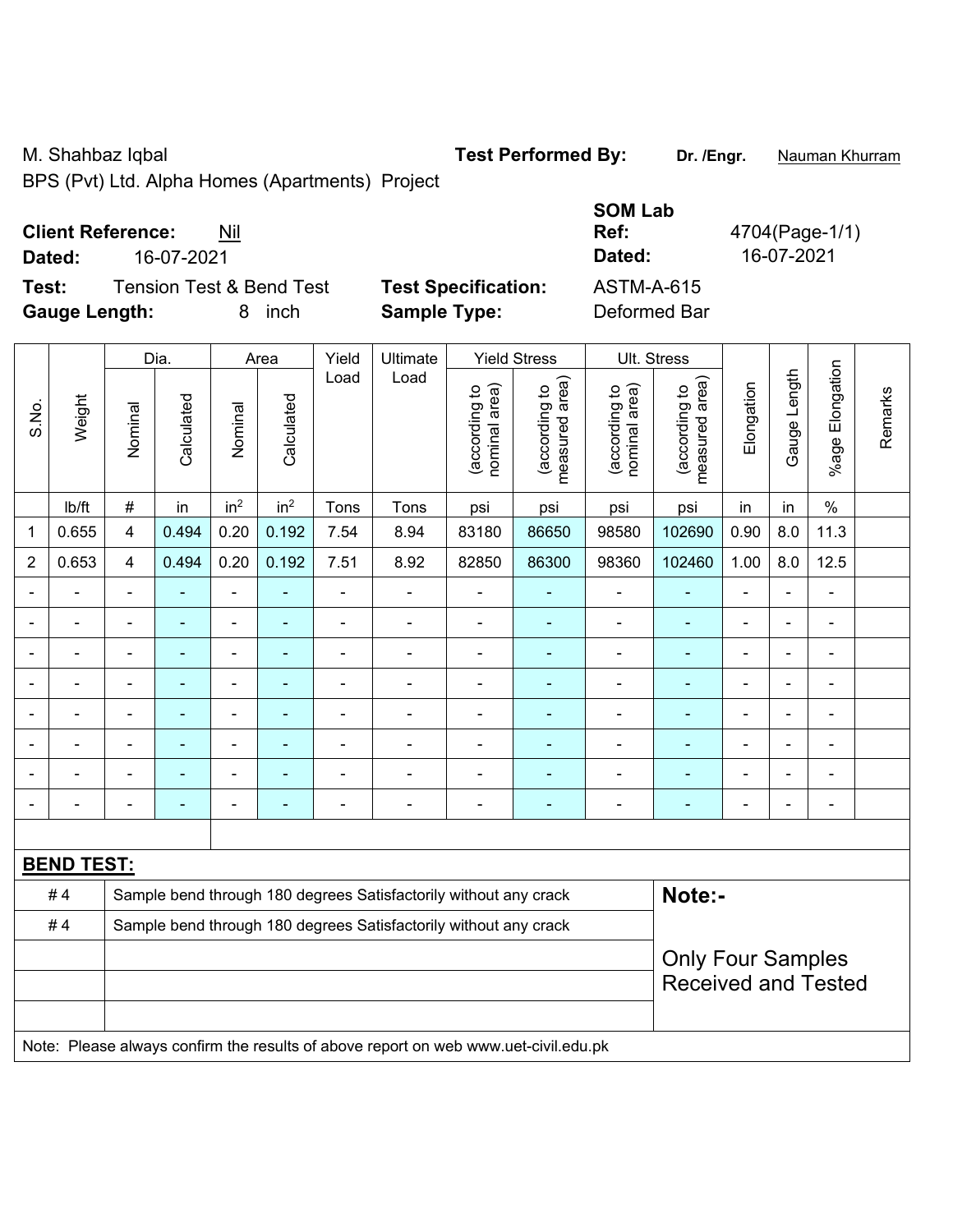M. Shahbaz Iqbal

BPS (Pvt) Ltd. Alpha Homes (Apartments) Project

**Test Performed By:** **Dr. /Engr.** Nauman Khurram

**Client Reference:** Nil

**Dated:** 16-07-2021

**SOM Lab Ref:** 4704(Page-1/1)

**Dated:** 16-07-2021

**Test:** Tension Test & Bend Test

**Test Specification:** ASTM-A-615

**Gauge Length:** 8 inch

**Sample Type:** Deformed Bar

| S.No. | Weight | Dia. | | Area | | Yield Load | Ultimate Load | Yield Stress | | Ult. Stress | | Elongation | Gauge Length | %age Elongation | Remarks |
|---|---|---|---|---|---|---|---|---|---|---|---|---|---|---|---|
| | | Nominal | Calculated | Nominal | Calculated | | | (according to nominal area) | (according to measured area) | (according to nominal area) | (according to measured area) | | | | |
| | lb/ft | # | in | in² | in² | Tons | Tons | psi | psi | psi | psi | in | in | % | |
| 1 | 0.655 | 4 | 0.494 | 0.20 | 0.192 | 7.54 | 8.94 | 83180 | 86650 | 98580 | 102690 | 0.90 | 8.0 | 11.3 | |
| 2 | 0.653 | 4 | 0.494 | 0.20 | 0.192 | 7.51 | 8.92 | 82850 | 86300 | 98360 | 102460 | 1.00 | 8.0 | 12.5 | |
| - | - | - | - | - | - | - | - | - | - | - | - | - | - | - | |
| - | - | - | - | - | - | - | - | - | - | - | - | - | - | - | |
| - | - | - | - | - | - | - | - | - | - | - | - | - | - | - | |
| - | - | - | - | - | - | - | - | - | - | - | - | - | - | - | |
| - | - | - | - | - | - | - | - | - | - | - | - | - | - | - | |
| - | - | - | - | - | - | - | - | - | - | - | - | - | - | - | |
| - | - | - | - | - | - | - | - | - | - | - | - | - | - | - | |
| - | - | - | - | - | - | - | - | - | - | - | - | - | - | - | |

**BEND TEST:**

| Bar | Result |
|---|---|
| # 4 | Sample bend through 180 degrees Satisfactorily without any crack |
| # 4 | Sample bend through 180 degrees Satisfactorily without any crack |

**Note:-**

Only Four Samples Received and Tested

Note: Please always confirm the results of above report on web www.uet-civil.edu.pk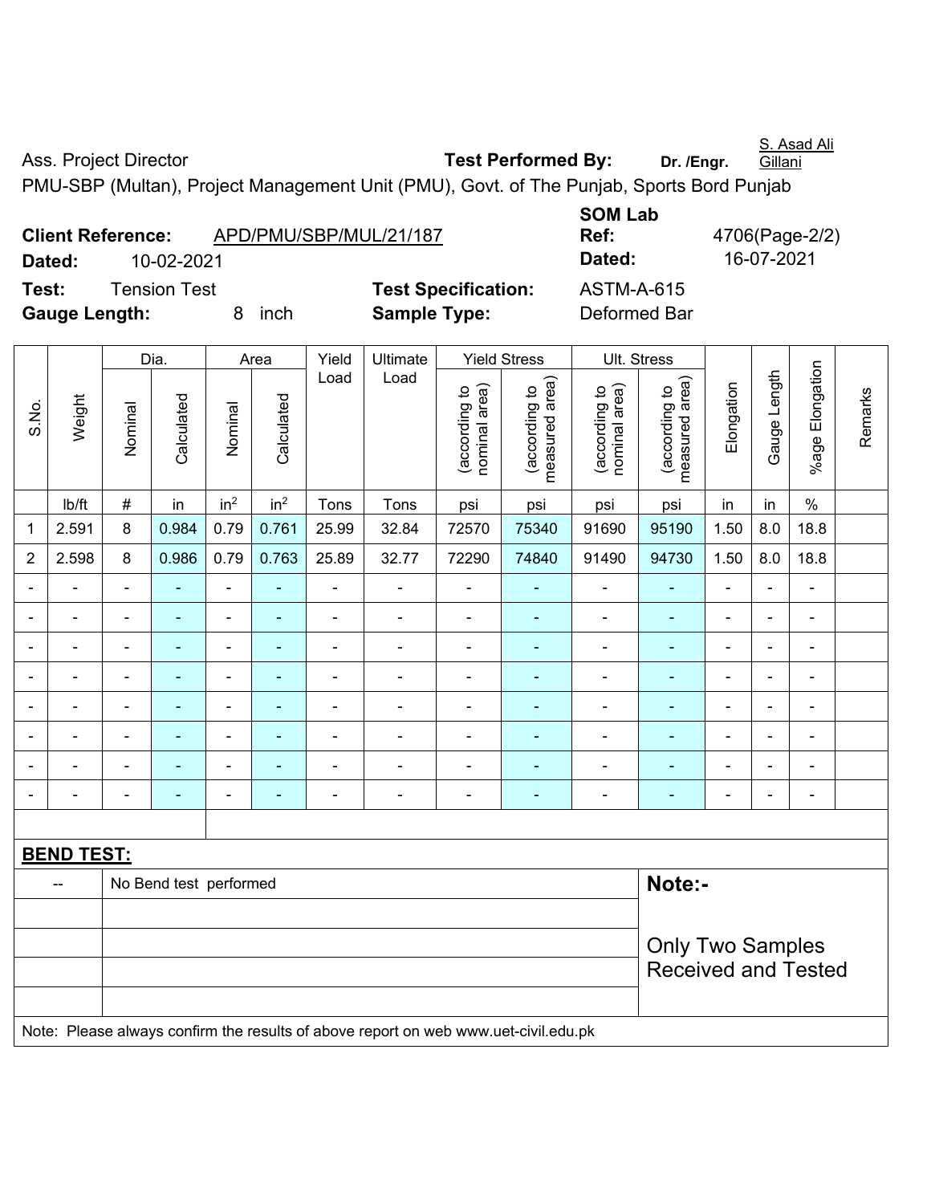Ass. Project Director **Test Performed By:** **Dr. /Engr.** S. Asad Ali Gillani

PMU-SBP (Multan), Project Management Unit (PMU), Govt. of The Punjab, Sports Bord Punjab

**Client Reference:** APD/PMU/SBP/MUL/21/187 **SOM Lab Ref:** 4706(Page-2/2)

**Dated:** 10-02-2021 **Dated:** 16-07-2021

**Test:** Tension Test **Test Specification:** ASTM-A-615

**Gauge Length:** 8 inch **Sample Type:** Deformed Bar

| S.No. | Weight | Dia. | | Area | | Yield Load | Ultimate Load | Yield Stress | | Ult. Stress | | Elongation | Gauge Length | %age Elongation | Remarks |
|---|---|---|---|---|---|---|---|---|---|---|---|---|---|---|---|
| | | Nominal | Calculated | Nominal | Calculated | | | (according to nominal area) | (according to measured area) | (according to nominal area) | (according to measured area) | | | | |
| | lb/ft | # | in | $in^2$ | $in^2$ | Tons | Tons | psi | psi | psi | psi | in | in | % | |
| 1 | 2.591 | 8 | 0.984 | 0.79 | 0.761 | 25.99 | 32.84 | 72570 | 75340 | 91690 | 95190 | 1.50 | 8.0 | 18.8 | |
| 2 | 2.598 | 8 | 0.986 | 0.79 | 0.763 | 25.89 | 32.77 | 72290 | 74840 | 91490 | 94730 | 1.50 | 8.0 | 18.8 | |
| - | - | - | - | - | - | - | - | - | - | - | - | - | - | - | |
| - | - | - | - | - | - | - | - | - | - | - | - | - | - | - | |
| - | - | - | - | - | - | - | - | - | - | - | - | - | - | - | |
| - | - | - | - | - | - | - | - | - | - | - | - | - | - | - | |
| - | - | - | - | - | - | - | - | - | - | - | - | - | - | - | |
| - | - | - | - | - | - | - | - | - | - | - | - | - | - | - | |
| - | - | - | - | - | - | - | - | - | - | - | - | - | - | - | |
| - | - | - | - | - | - | - | - | - | - | - | - | - | - | - | |

**BEND TEST:**

| -- | No Bend test performed |
|---|---|

**Note:-**

Only Two Samples Received and Tested

Note: Please always confirm the results of above report on web www.uet-civil.edu.pk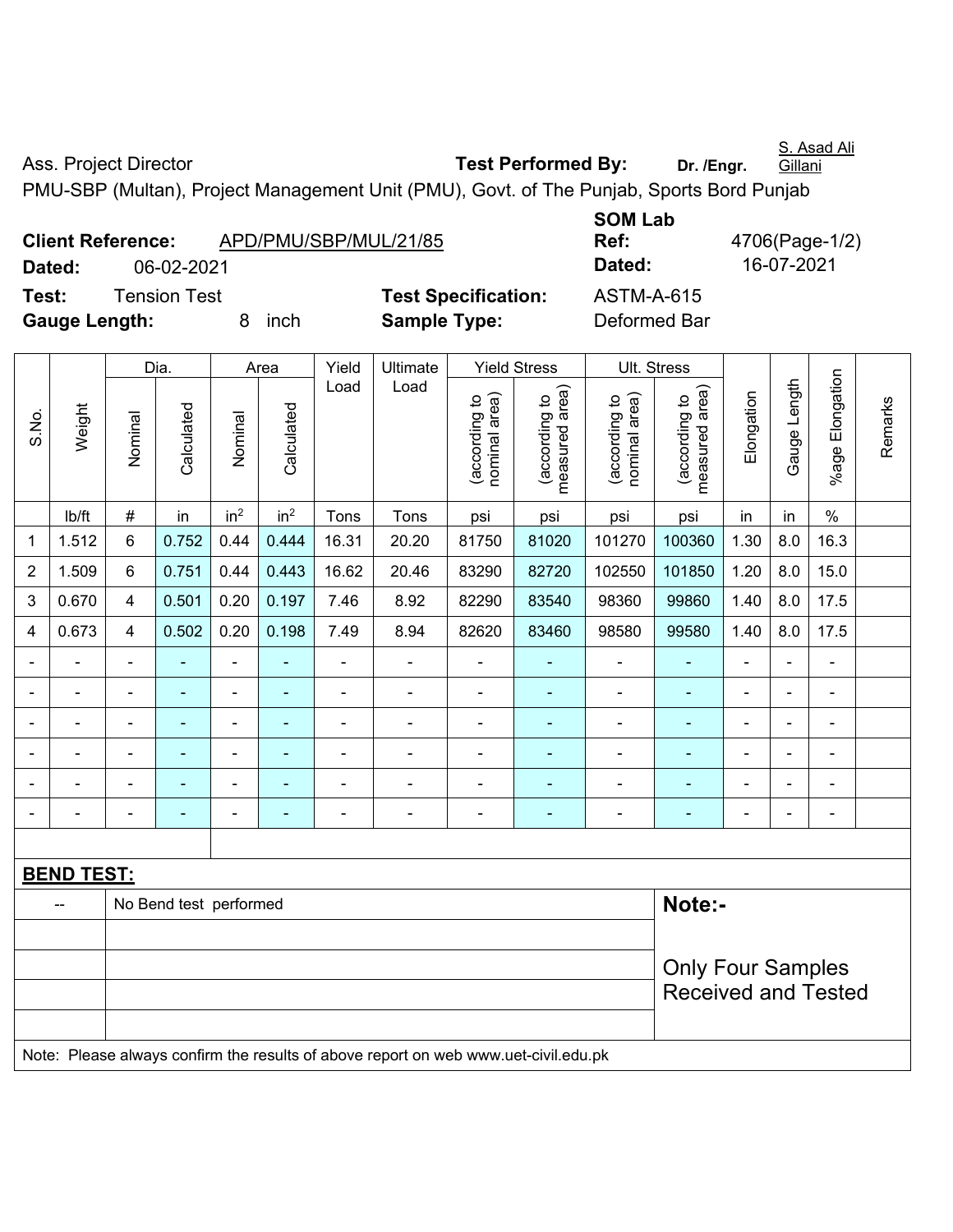Ass. Project Director **Test Performed By:** **Dr. /Engr.** S. Asad Ali Gillani

PMU-SBP (Multan), Project Management Unit (PMU), Govt. of The Punjab, Sports Bord Punjab

**Client Reference:** APD/PMU/SBP/MUL/21/85 **SOM Lab Ref:** 4706(Page-1/2)

**Dated:** 06-02-2021 **Dated:** 16-07-2021

**Test:** Tension Test **Test Specification:** ASTM-A-615

**Gauge Length:** 8 inch **Sample Type:** Deformed Bar

| S.No. | Weight | Dia. | | Area | | Yield Load | Ultimate Load | Yield Stress | | Ult. Stress | | Elongation | Gauge Length | %age Elongation | Remarks |
|---|---|---|---|---|---|---|---|---|---|---|---|---|---|---|---|
| | | Nominal | Calculated | Nominal | Calculated | | | (according to nominal area) | (according to measured area) | (according to nominal area) | (according to measured area) | | | | |
| | lb/ft | # | in | $in^2$ | $in^2$ | Tons | Tons | psi | psi | psi | psi | in | in | % | |
| 1 | 1.512 | 6 | 0.752 | 0.44 | 0.444 | 16.31 | 20.20 | 81750 | 81020 | 101270 | 100360 | 1.30 | 8.0 | 16.3 | |
| 2 | 1.509 | 6 | 0.751 | 0.44 | 0.443 | 16.62 | 20.46 | 83290 | 82720 | 102550 | 101850 | 1.20 | 8.0 | 15.0 | |
| 3 | 0.670 | 4 | 0.501 | 0.20 | 0.197 | 7.46 | 8.92 | 82290 | 83540 | 98360 | 99860 | 1.40 | 8.0 | 17.5 | |
| 4 | 0.673 | 4 | 0.502 | 0.20 | 0.198 | 7.49 | 8.94 | 82620 | 83460 | 98580 | 99580 | 1.40 | 8.0 | 17.5 | |
| - | - | - | - | - | - | - | - | - | - | - | - | - | - | - | |
| - | - | - | - | - | - | - | - | - | - | - | - | - | - | - | |
| - | - | - | - | - | - | - | - | - | - | - | - | - | - | - | |
| - | - | - | - | - | - | - | - | - | - | - | - | - | - | - | |
| - | - | - | - | - | - | - | - | - | - | - | - | - | - | - | |
| - | - | - | - | - | - | - | - | - | - | - | - | - | - | - | |

**BEND TEST:**

| | | |
|---|---|---|
| -- | No Bend test performed | **Note:-** |
| | | Only Four Samples Received and Tested |

Note: Please always confirm the results of above report on web www.uet-civil.edu.pk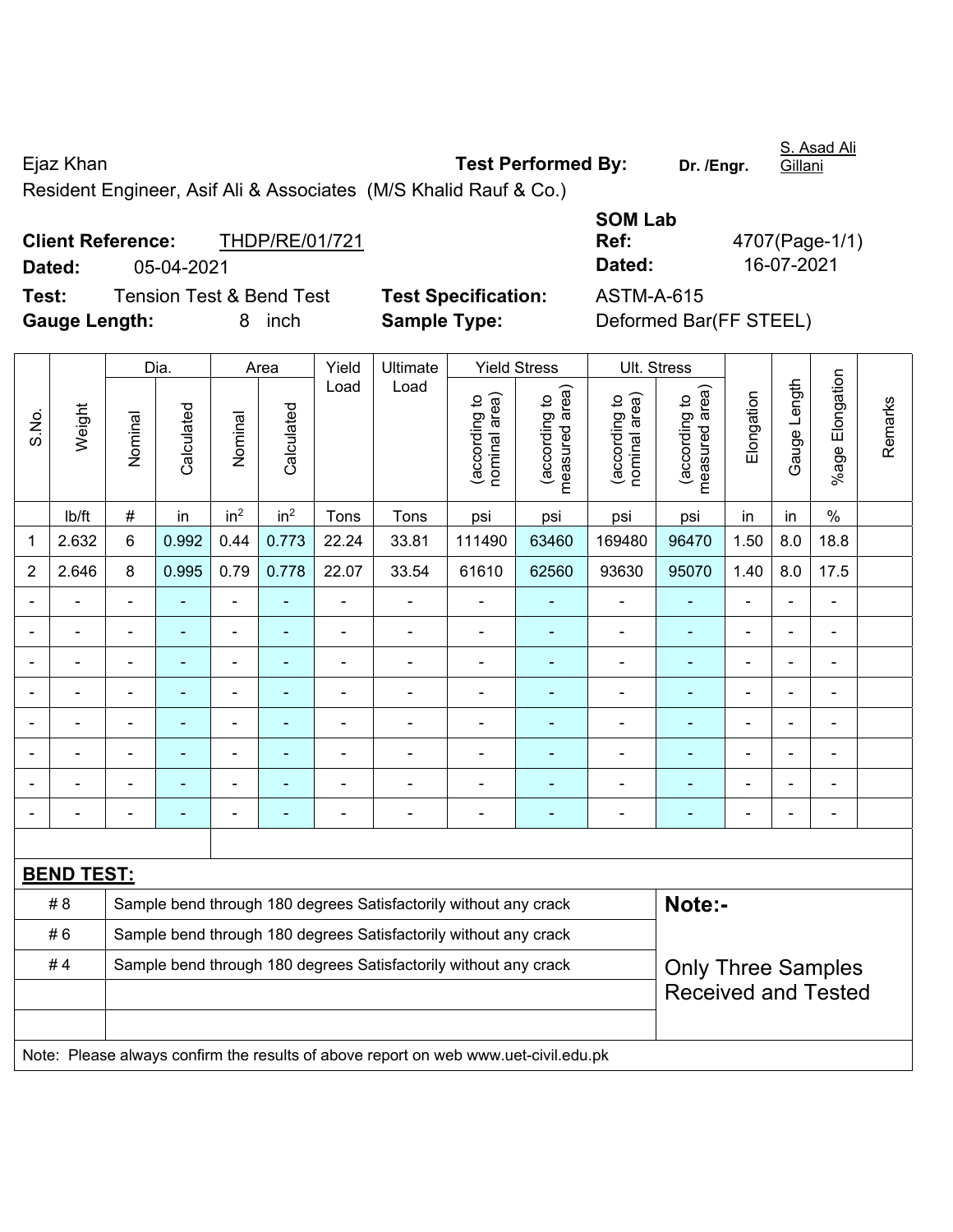Ejaz Khan

**Test Performed By:** **Dr. /Engr.** S. Asad Ali Gillani

Resident Engineer, Asif Ali & Associates (M/S Khalid Rauf & Co.)

**Client Reference:** THDP/RE/01/721

**Dated:** 05-04-2021

**SOM Lab Ref:** 4707(Page-1/1)

**Dated:** 16-07-2021

**Test:** Tension Test & Bend Test

**Test Specification:** ASTM-A-615

**Gauge Length:** 8 inch

**Sample Type:** Deformed Bar(FF STEEL)

| S.No. | Weight | Dia. | | Area | | Yield Load | Ultimate Load | Yield Stress | | Ult. Stress | | Elongation | Gauge Length | %age Elongation | Remarks |
|---|---|---|---|---|---|---|---|---|---|---|---|---|---|---|---|
| | | Nominal | Calculated | Nominal | Calculated | | | (according to nominal area) | (according to measured area) | (according to nominal area) | (according to measured area) | | | | |
| | lb/ft | # | in | in$^2$ | in$^2$ | Tons | Tons | psi | psi | psi | psi | in | in | % | |
| 1 | 2.632 | 6 | 0.992 | 0.44 | 0.773 | 22.24 | 33.81 | 111490 | 63460 | 169480 | 96470 | 1.50 | 8.0 | 18.8 | |
| 2 | 2.646 | 8 | 0.995 | 0.79 | 0.778 | 22.07 | 33.54 | 61610 | 62560 | 93630 | 95070 | 1.40 | 8.0 | 17.5 | |
| - | - | - | - | - | - | - | - | - | - | - | - | - | - | - | |
| - | - | - | - | - | - | - | - | - | - | - | - | - | - | - | |
| - | - | - | - | - | - | - | - | - | - | - | - | - | - | - | |
| - | - | - | - | - | - | - | - | - | - | - | - | - | - | - | |
| - | - | - | - | - | - | - | - | - | - | - | - | - | - | - | |
| - | - | - | - | - | - | - | - | - | - | - | - | - | - | - | |
| - | - | - | - | - | - | - | - | - | - | - | - | - | - | - | |
| - | - | - | - | - | - | - | - | - | - | - | - | - | - | - | |

**BEND TEST:**

| | | |
|---|---|---|
| # 8 | Sample bend through 180 degrees Satisfactorily without any crack | **Note:-** |
| # 6 | Sample bend through 180 degrees Satisfactorily without any crack | |
| # 4 | Sample bend through 180 degrees Satisfactorily without any crack | Only Three Samples Received and Tested |

Note: Please always confirm the results of above report on web www.uet-civil.edu.pk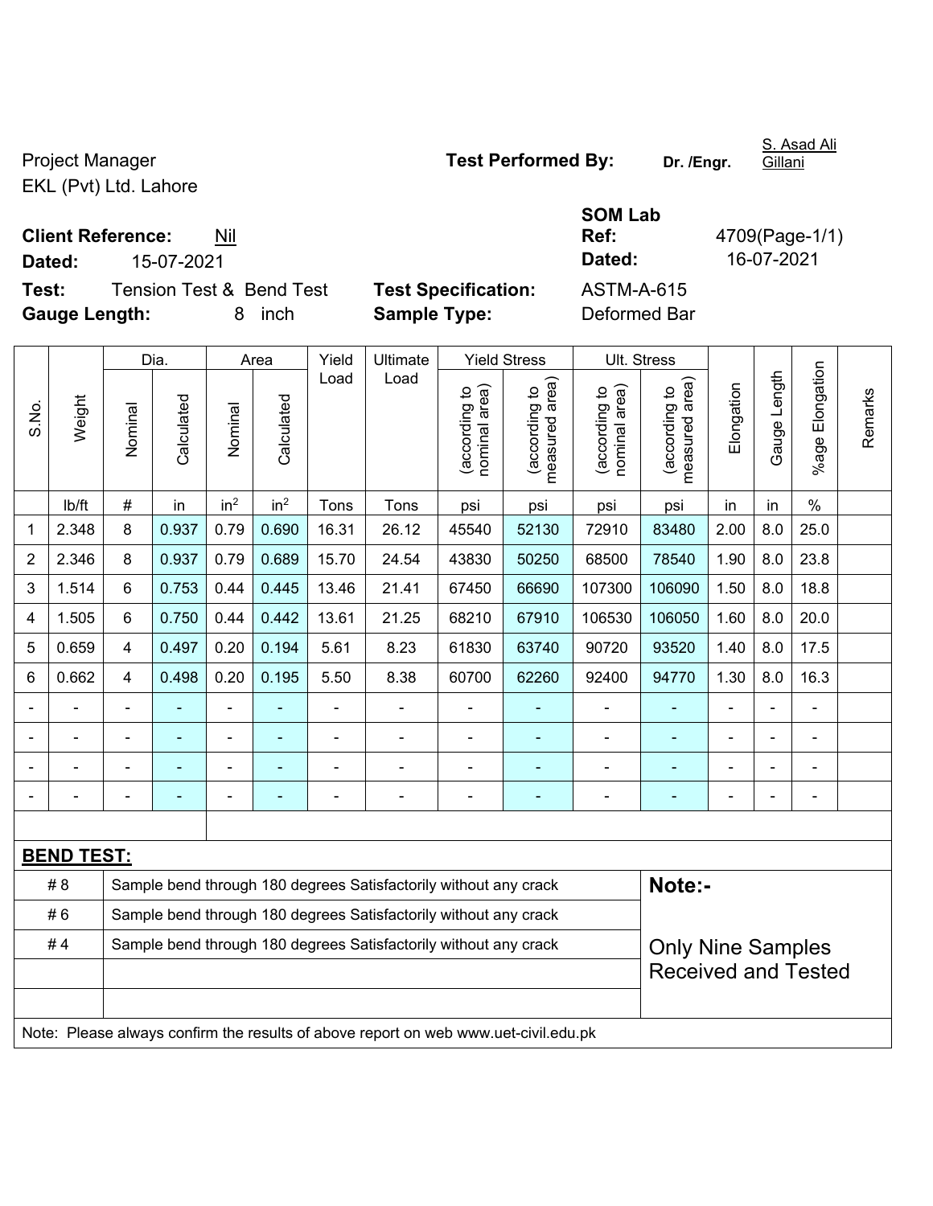Project Manager
EKL (Pvt) Ltd. Lahore

**Test Performed By:** Dr. /Engr. S. Asad Ali Gillani

**Client Reference:** Nil
**Dated:** 15-07-2021

**SOM Lab Ref:** 4709(Page-1/1)
**Dated:** 16-07-2021

**Test:** Tension Test & Bend Test
**Gauge Length:** 8 inch

**Test Specification:** ASTM-A-615
**Sample Type:** Deformed Bar

| S.No. | Weight | Dia. | | Area | | Yield Load | Ultimate Load | Yield Stress | | Ult. Stress | | Elongation | Gauge Length | %age Elongation | Remarks |
|---|---|---|---|---|---|---|---|---|---|---|---|---|---|---|---|
| | | Nominal | Calculated | Nominal | Calculated | | | (according to nominal area) | (according to measured area) | (according to nominal area) | (according to measured area) | | | | |
| | lb/ft | # | in | $in^2$ | $in^2$ | Tons | Tons | psi | psi | psi | psi | in | in | % | |
| 1 | 2.348 | 8 | 0.937 | 0.79 | 0.690 | 16.31 | 26.12 | 45540 | 52130 | 72910 | 83480 | 2.00 | 8.0 | 25.0 | |
| 2 | 2.346 | 8 | 0.937 | 0.79 | 0.689 | 15.70 | 24.54 | 43830 | 50250 | 68500 | 78540 | 1.90 | 8.0 | 23.8 | |
| 3 | 1.514 | 6 | 0.753 | 0.44 | 0.445 | 13.46 | 21.41 | 67450 | 66690 | 107300 | 106090 | 1.50 | 8.0 | 18.8 | |
| 4 | 1.505 | 6 | 0.750 | 0.44 | 0.442 | 13.61 | 21.25 | 68210 | 67910 | 106530 | 106050 | 1.60 | 8.0 | 20.0 | |
| 5 | 0.659 | 4 | 0.497 | 0.20 | 0.194 | 5.61 | 8.23 | 61830 | 63740 | 90720 | 93520 | 1.40 | 8.0 | 17.5 | |
| 6 | 0.662 | 4 | 0.498 | 0.20 | 0.195 | 5.50 | 8.38 | 60700 | 62260 | 92400 | 94770 | 1.30 | 8.0 | 16.3 | |
| - | - | - | - | - | - | - | - | - | - | - | - | - | - | - | |
| - | - | - | - | - | - | - | - | - | - | - | - | - | - | - | |
| - | - | - | - | - | - | - | - | - | - | - | - | - | - | - | |
| - | - | - | - | - | - | - | - | - | - | - | - | - | - | - | |

**BEND TEST:**

| | | |
|---|---|---|
| # 8 | Sample bend through 180 degrees Satisfactorily without any crack | **Note:-** |
| # 6 | Sample bend through 180 degrees Satisfactorily without any crack | |
| # 4 | Sample bend through 180 degrees Satisfactorily without any crack | Only Nine Samples Received and Tested |

Note: Please always confirm the results of above report on web www.uet-civil.edu.pk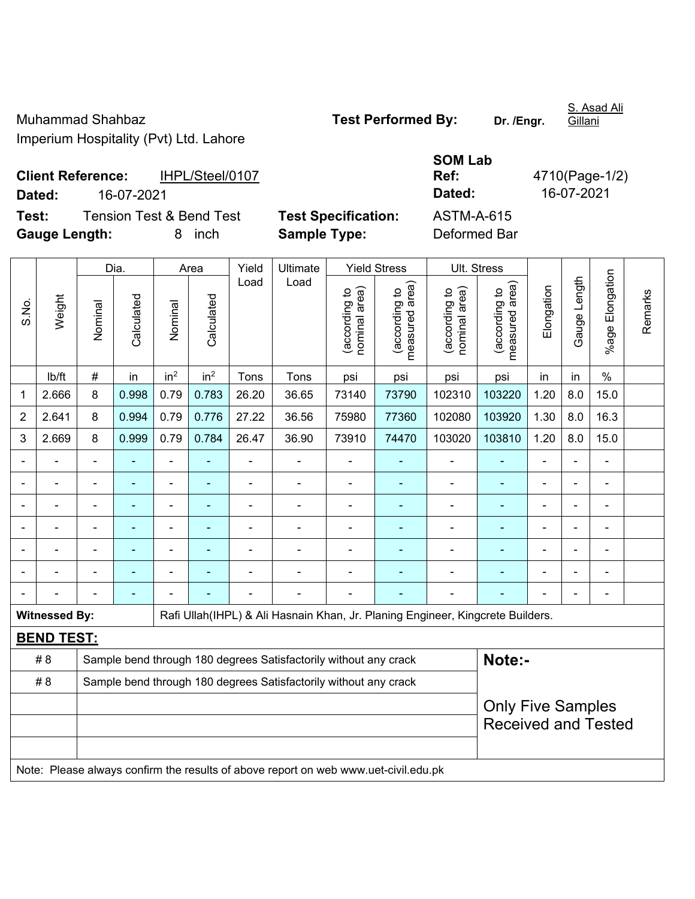Muhammad Shahbaz
Imperium Hospitality (Pvt) Ltd. Lahore

**Test Performed By:** **Dr. /Engr.** S. Asad Ali Gillani

**Client Reference:** IHPL/Steel/0107
**Dated:** 16-07-2021

**SOM Lab Ref:** 4710(Page-1/2)
**Dated:** 16-07-2021

**Test:** Tension Test & Bend Test
**Gauge Length:** 8 inch

**Test Specification:** ASTM-A-615
**Sample Type:** Deformed Bar

| S.No. | Weight | Dia. | | Area | | Yield Load | Ultimate Load | Yield Stress | | Ult. Stress | | Elongation | Gauge Length | %age Elongation | Remarks |
|---|---|---|---|---|---|---|---|---|---|---|---|---|---|---|---|
| | | Nominal | Calculated | Nominal | Calculated | | | (according to nominal area) | (according to measured area) | (according to nominal area) | (according to measured area) | | | | |
| | lb/ft | # | in | $in^2$ | $in^2$ | Tons | Tons | psi | psi | psi | psi | in | in | % | |
| 1 | 2.666 | 8 | 0.998 | 0.79 | 0.783 | 26.20 | 36.65 | 73140 | 73790 | 102310 | 103220 | 1.20 | 8.0 | 15.0 | |
| 2 | 2.641 | 8 | 0.994 | 0.79 | 0.776 | 27.22 | 36.56 | 75980 | 77360 | 102080 | 103920 | 1.30 | 8.0 | 16.3 | |
| 3 | 2.669 | 8 | 0.999 | 0.79 | 0.784 | 26.47 | 36.90 | 73910 | 74470 | 103020 | 103810 | 1.20 | 8.0 | 15.0 | |
| - | - | - | - | - | - | - | - | - | - | - | - | - | - | - | |
| - | - | - | - | - | - | - | - | - | - | - | - | - | - | - | |
| - | - | - | - | - | - | - | - | - | - | - | - | - | - | - | |
| - | - | - | - | - | - | - | - | - | - | - | - | - | - | - | |
| - | - | - | - | - | - | - | - | - | - | - | - | - | - | - | |
| - | - | - | - | - | - | - | - | - | - | - | - | - | - | - | |
| - | - | - | - | - | - | - | - | - | - | - | - | - | - | - | |

**Witnessed By:** Rafi Ullah(IHPL) & Ali Hasnain Khan, Jr. Planing Engineer, Kingcrete Builders.

**BEND TEST:**

| Bar | Result |
|---|---|
| # 8 | Sample bend through 180 degrees Satisfactorily without any crack |
| # 8 | Sample bend through 180 degrees Satisfactorily without any crack |
| | |
| | |
| | |

**Note:-**
Only Five Samples Received and Tested

Note: Please always confirm the results of above report on web www.uet-civil.edu.pk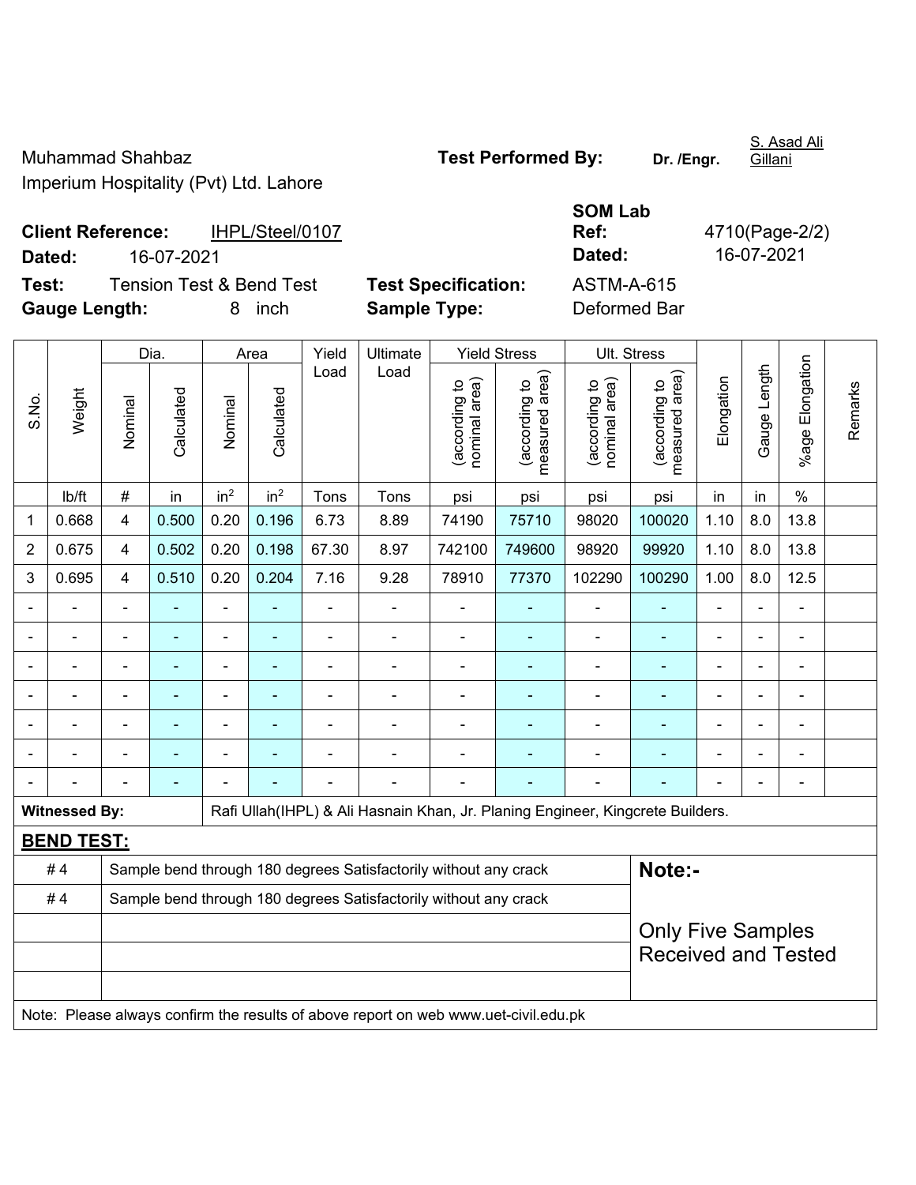Muhammad Shahbaz
Imperium Hospitality (Pvt) Ltd. Lahore

**Test Performed By:** **Dr. /Engr.** S. Asad Ali Gillani

**Client Reference:** IHPL/Steel/0107
**Dated:** 16-07-2021

**SOM Lab Ref:** 4710(Page-2/2)
**Dated:** 16-07-2021

**Test:** Tension Test & Bend Test
**Gauge Length:** 8 inch

**Test Specification:** ASTM-A-615
**Sample Type:** Deformed Bar

| S.No. | Weight | Dia. | | Area | | Yield Load | Ultimate Load | Yield Stress | | Ult. Stress | | Elongation | Gauge Length | %age Elongation | Remarks |
|---|---|---|---|---|---|---|---|---|---|---|---|---|---|---|---|
| | | Nominal | Calculated | Nominal | Calculated | | | (according to nominal area) | (according to measured area) | (according to nominal area) | (according to measured area) | | | | |
| | lb/ft | # | in | in$^2$ | in$^2$ | Tons | Tons | psi | psi | psi | psi | in | in | % | |
| 1 | 0.668 | 4 | 0.500 | 0.20 | 0.196 | 6.73 | 8.89 | 74190 | 75710 | 98020 | 100020 | 1.10 | 8.0 | 13.8 | |
| 2 | 0.675 | 4 | 0.502 | 0.20 | 0.198 | 67.30 | 8.97 | 742100 | 749600 | 98920 | 99920 | 1.10 | 8.0 | 13.8 | |
| 3 | 0.695 | 4 | 0.510 | 0.20 | 0.204 | 7.16 | 9.28 | 78910 | 77370 | 102290 | 100290 | 1.00 | 8.0 | 12.5 | |
| - | - | - | - | - | - | - | - | - | - | - | - | - | - | - | |
| - | - | - | - | - | - | - | - | - | - | - | - | - | - | - | |
| - | - | - | - | - | - | - | - | - | - | - | - | - | - | - | |
| - | - | - | - | - | - | - | - | - | - | - | - | - | - | - | |
| - | - | - | - | - | - | - | - | - | - | - | - | - | - | - | |
| - | - | - | - | - | - | - | - | - | - | - | - | - | - | - | |
| - | - | - | - | - | - | - | - | - | - | - | - | - | - | - | |

**Witnessed By:** Rafi Ullah(IHPL) & Ali Hasnain Khan, Jr. Planing Engineer, Kingcrete Builders.

**BEND TEST:**

| | | |
|---|---|---|
| # 4 | Sample bend through 180 degrees Satisfactorily without any crack | **Note:-** |
| # 4 | Sample bend through 180 degrees Satisfactorily without any crack | Only Five Samples Received and Tested |
| | | |
| | | |
| | | |

Note: Please always confirm the results of above report on web www.uet-civil.edu.pk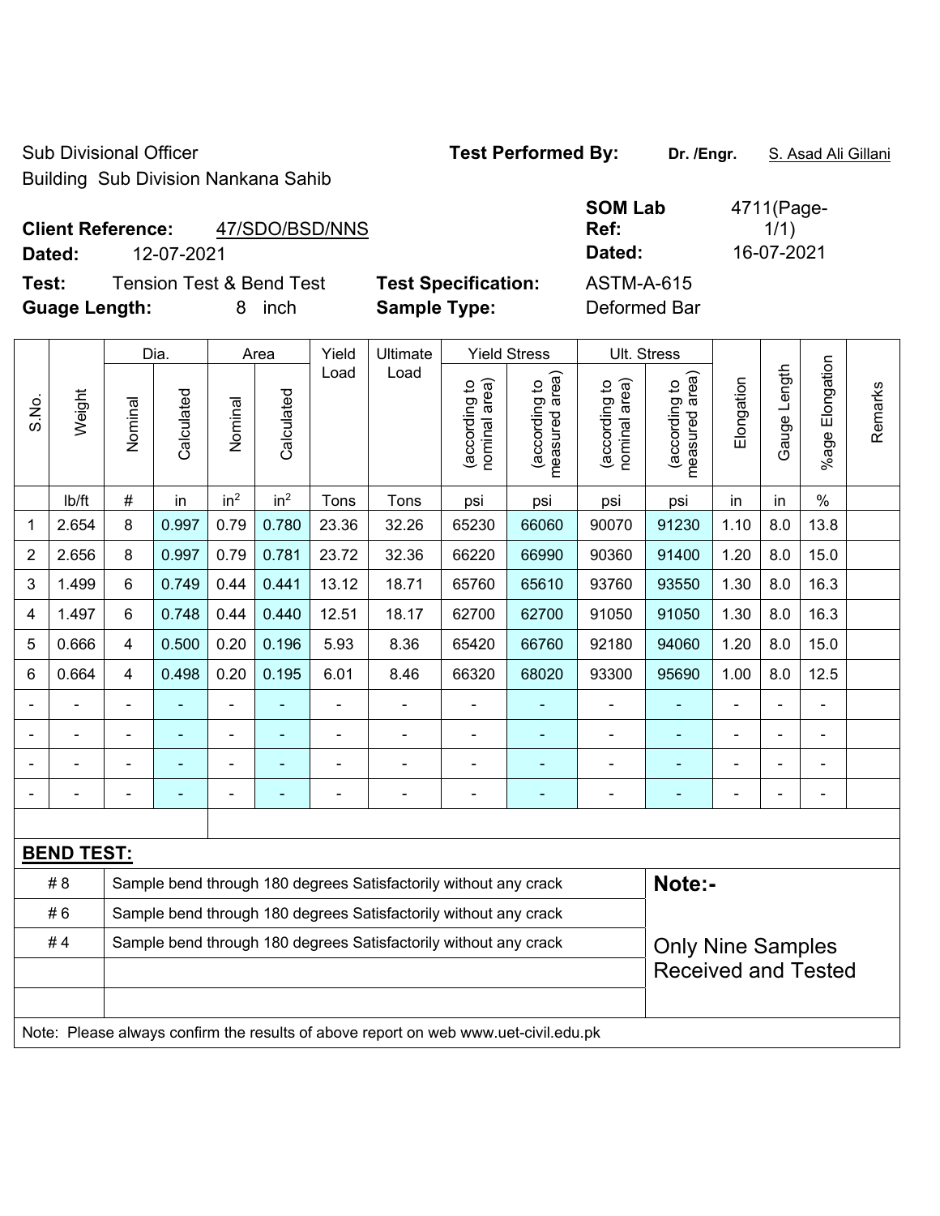Sub Divisional Officer
Building Sub Division Nankana Sahib

**Test Performed By:** **Dr. /Engr.** S. Asad Ali Gillani

**Client Reference:** 47/SDO/BSD/NNS
**Dated:** 12-07-2021

**SOM Lab Ref:** 4711(Page-1/1)
**Dated:** 16-07-2021

**Test:** Tension Test & Bend Test
**Guage Length:** 8 inch

**Test Specification:** ASTM-A-615
**Sample Type:** Deformed Bar

| S.No. | Weight | Dia. | | Area | | Yield Load | Ultimate Load | Yield Stress | | Ult. Stress | | Elongation | Gauge Length | %age Elongation | Remarks |
|---|---|---|---|---|---|---|---|---|---|---|---|---|---|---|---|
| | | Nominal | Calculated | Nominal | Calculated | | | (according to nominal area) | (according to measured area) | (according to nominal area) | (according to measured area) | | | | |
| | lb/ft | # | in | $in^2$ | $in^2$ | Tons | Tons | psi | psi | psi | psi | in | in | % | |
| 1 | 2.654 | 8 | 0.997 | 0.79 | 0.780 | 23.36 | 32.26 | 65230 | 66060 | 90070 | 91230 | 1.10 | 8.0 | 13.8 | |
| 2 | 2.656 | 8 | 0.997 | 0.79 | 0.781 | 23.72 | 32.36 | 66220 | 66990 | 90360 | 91400 | 1.20 | 8.0 | 15.0 | |
| 3 | 1.499 | 6 | 0.749 | 0.44 | 0.441 | 13.12 | 18.71 | 65760 | 65610 | 93760 | 93550 | 1.30 | 8.0 | 16.3 | |
| 4 | 1.497 | 6 | 0.748 | 0.44 | 0.440 | 12.51 | 18.17 | 62700 | 62700 | 91050 | 91050 | 1.30 | 8.0 | 16.3 | |
| 5 | 0.666 | 4 | 0.500 | 0.20 | 0.196 | 5.93 | 8.36 | 65420 | 66760 | 92180 | 94060 | 1.20 | 8.0 | 15.0 | |
| 6 | 0.664 | 4 | 0.498 | 0.20 | 0.195 | 6.01 | 8.46 | 66320 | 68020 | 93300 | 95690 | 1.00 | 8.0 | 12.5 | |
| - | - | - | - | - | - | - | - | - | - | - | - | - | - | - | |
| - | - | - | - | - | - | - | - | - | - | - | - | - | - | - | |
| - | - | - | - | - | - | - | - | - | - | - | - | - | - | - | |
| - | - | - | - | - | - | - | - | - | - | - | - | - | - | - | |

**BEND TEST:**

| | | |
|---|---|---|
| # 8 | Sample bend through 180 degrees Satisfactorily without any crack | **Note:-** |
| # 6 | Sample bend through 180 degrees Satisfactorily without any crack | |
| # 4 | Sample bend through 180 degrees Satisfactorily without any crack | Only Nine Samples Received and Tested |
| | | |
| | | |

Note: Please always confirm the results of above report on web www.uet-civil.edu.pk